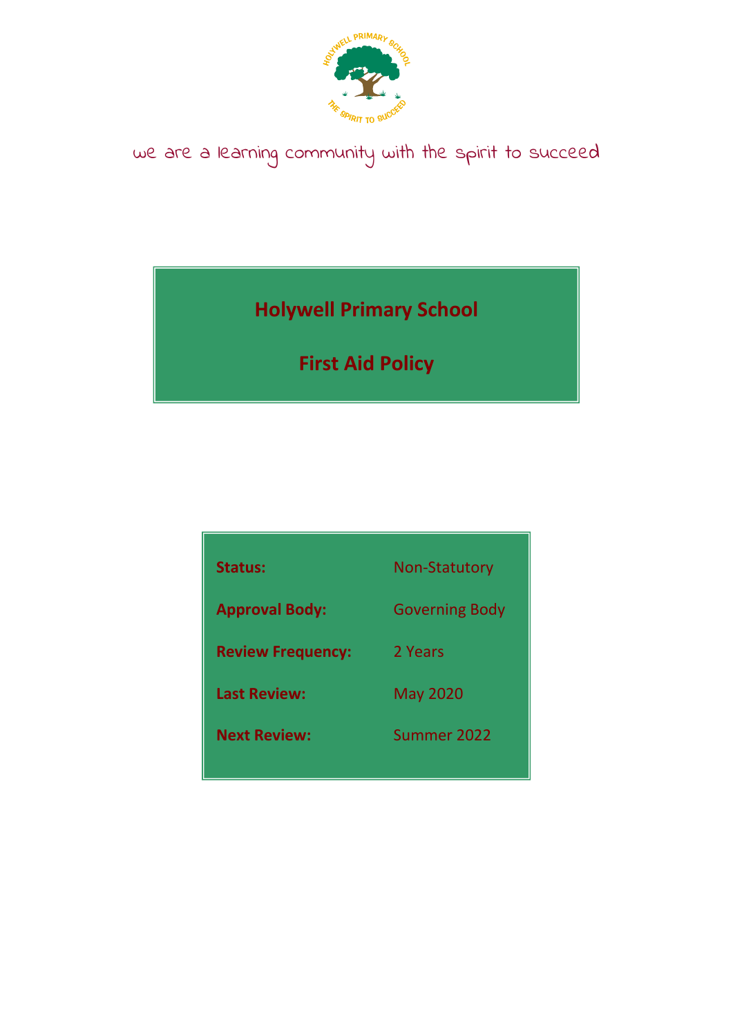we are a learning community with the spirit to succeed

# Holywell Primary School

# First Aid Policy

| | |
|---|---|
| **Status:** | Non-Statutory |
| **Approval Body:** | Governing Body |
| **Review Frequency:** | 2 Years |
| **Last Review:** | May 2020 |
| **Next Review:** | Summer 2022 |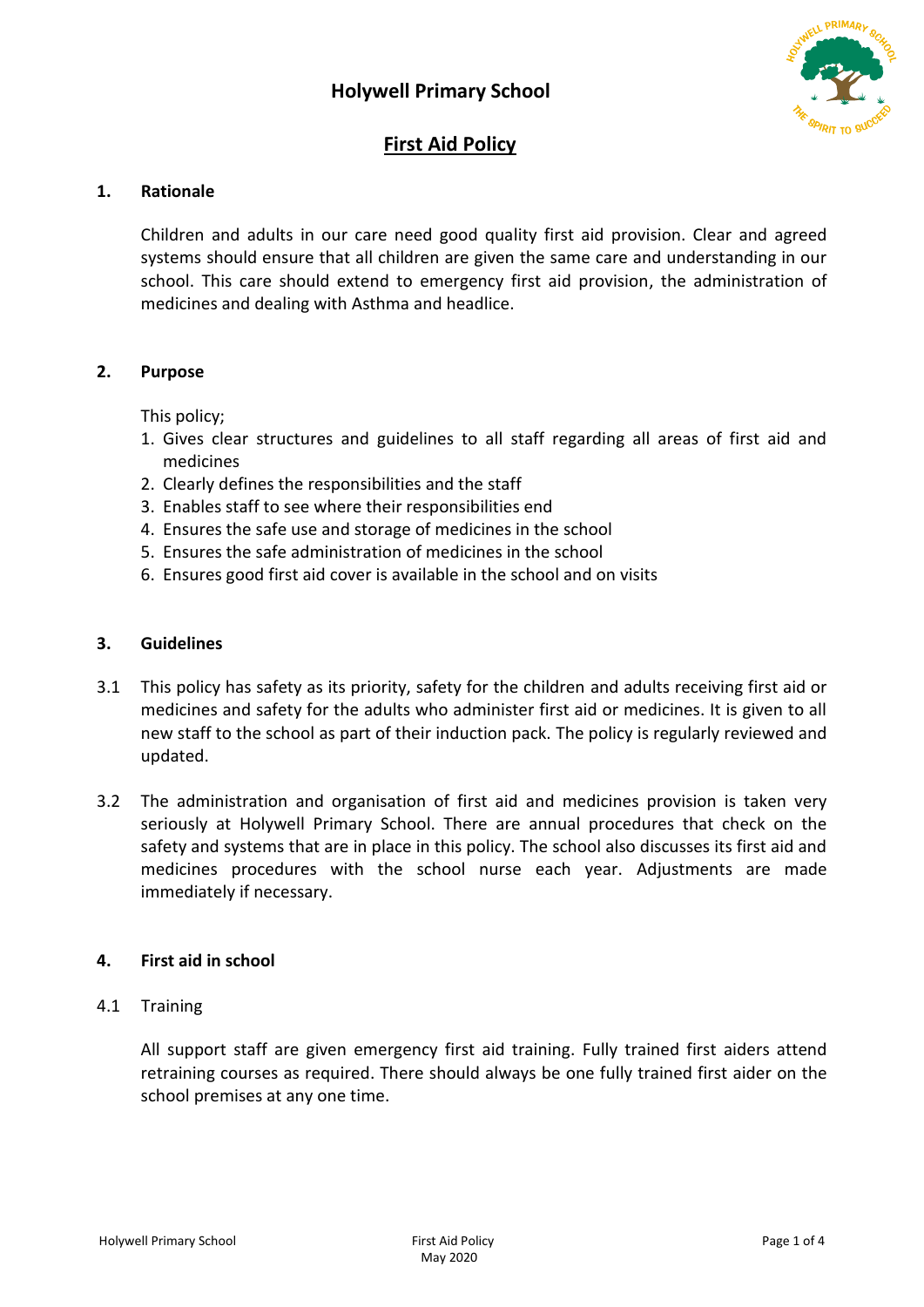# Holywell Primary School

## First Aid Policy

### 1. Rationale

Children and adults in our care need good quality first aid provision. Clear and agreed systems should ensure that all children are given the same care and understanding in our school. This care should extend to emergency first aid provision, the administration of medicines and dealing with Asthma and headlice.

### 2. Purpose

This policy;

1. Gives clear structures and guidelines to all staff regarding all areas of first aid and medicines
2. Clearly defines the responsibilities and the staff
3. Enables staff to see where their responsibilities end
4. Ensures the safe use and storage of medicines in the school
5. Ensures the safe administration of medicines in the school
6. Ensures good first aid cover is available in the school and on visits

### 3. Guidelines

3.1 This policy has safety as its priority, safety for the children and adults receiving first aid or medicines and safety for the adults who administer first aid or medicines. It is given to all new staff to the school as part of their induction pack. The policy is regularly reviewed and updated.

3.2 The administration and organisation of first aid and medicines provision is taken very seriously at Holywell Primary School. There are annual procedures that check on the safety and systems that are in place in this policy. The school also discusses its first aid and medicines procedures with the school nurse each year. Adjustments are made immediately if necessary.

### 4. First aid in school

4.1 Training

All support staff are given emergency first aid training. Fully trained first aiders attend retraining courses as required. There should always be one fully trained first aider on the school premises at any one time.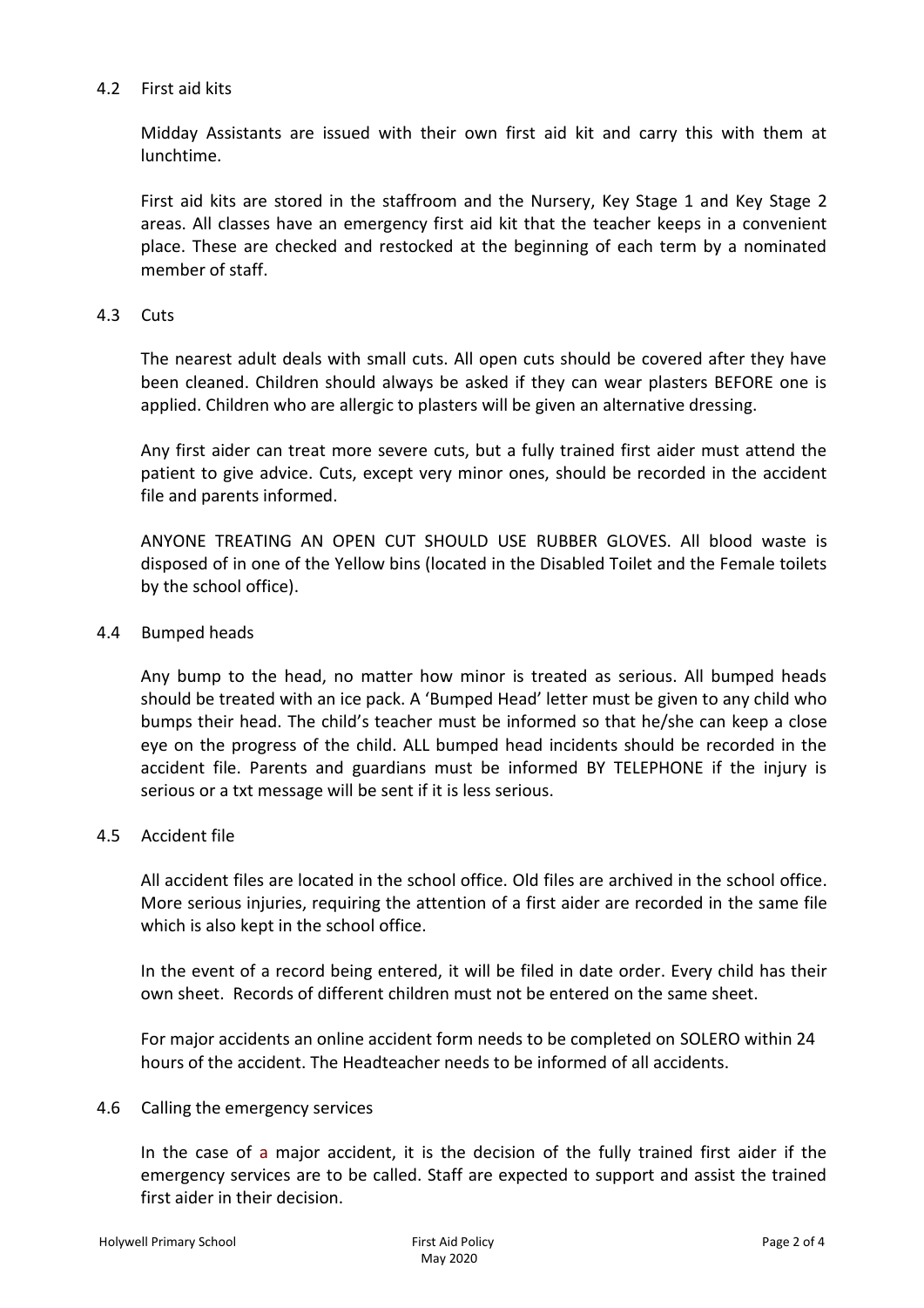### 4.2 First aid kits

Midday Assistants are issued with their own first aid kit and carry this with them at lunchtime.

First aid kits are stored in the staffroom and the Nursery, Key Stage 1 and Key Stage 2 areas. All classes have an emergency first aid kit that the teacher keeps in a convenient place. These are checked and restocked at the beginning of each term by a nominated member of staff.

### 4.3 Cuts

The nearest adult deals with small cuts. All open cuts should be covered after they have been cleaned. Children should always be asked if they can wear plasters BEFORE one is applied. Children who are allergic to plasters will be given an alternative dressing.

Any first aider can treat more severe cuts, but a fully trained first aider must attend the patient to give advice. Cuts, except very minor ones, should be recorded in the accident file and parents informed.

ANYONE TREATING AN OPEN CUT SHOULD USE RUBBER GLOVES. All blood waste is disposed of in one of the Yellow bins (located in the Disabled Toilet and the Female toilets by the school office).

### 4.4 Bumped heads

Any bump to the head, no matter how minor is treated as serious. All bumped heads should be treated with an ice pack. A 'Bumped Head' letter must be given to any child who bumps their head. The child's teacher must be informed so that he/she can keep a close eye on the progress of the child. ALL bumped head incidents should be recorded in the accident file. Parents and guardians must be informed BY TELEPHONE if the injury is serious or a txt message will be sent if it is less serious.

### 4.5 Accident file

All accident files are located in the school office. Old files are archived in the school office. More serious injuries, requiring the attention of a first aider are recorded in the same file which is also kept in the school office.

In the event of a record being entered, it will be filed in date order. Every child has their own sheet. Records of different children must not be entered on the same sheet.

For major accidents an online accident form needs to be completed on SOLERO within 24 hours of the accident. The Headteacher needs to be informed of all accidents.

### 4.6 Calling the emergency services

In the case of a major accident, it is the decision of the fully trained first aider if the emergency services are to be called. Staff are expected to support and assist the trained first aider in their decision.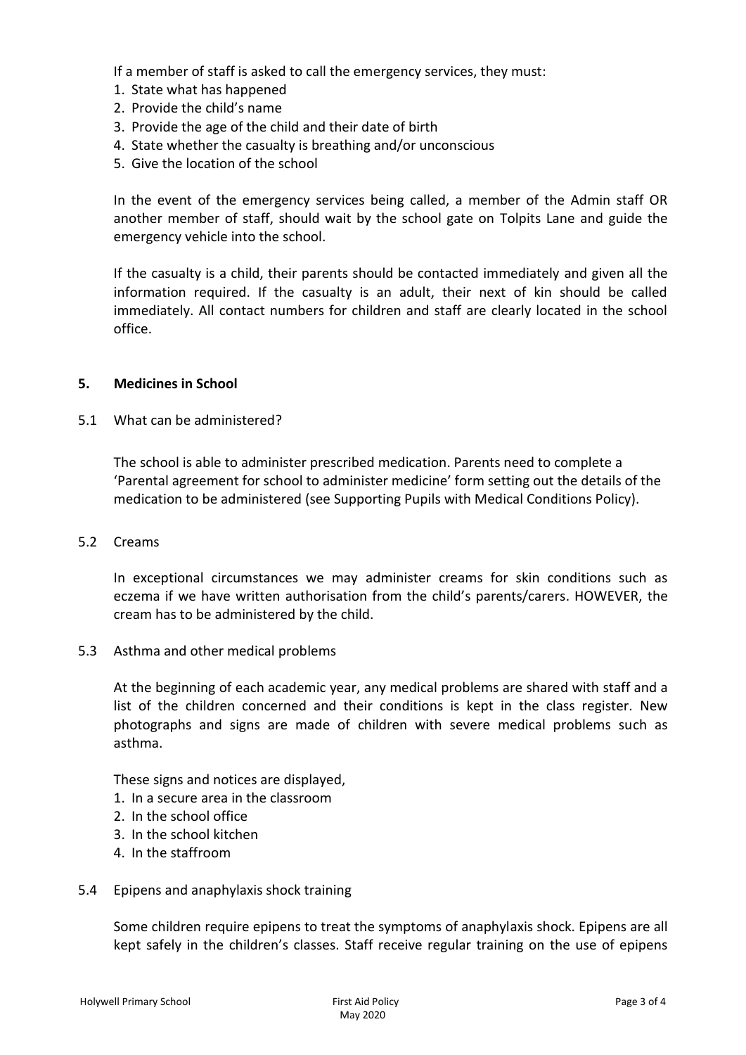If a member of staff is asked to call the emergency services, they must:

1. State what has happened
2. Provide the child's name
3. Provide the age of the child and their date of birth
4. State whether the casualty is breathing and/or unconscious
5. Give the location of the school

In the event of the emergency services being called, a member of the Admin staff OR another member of staff, should wait by the school gate on Tolpits Lane and guide the emergency vehicle into the school.

If the casualty is a child, their parents should be contacted immediately and given all the information required. If the casualty is an adult, their next of kin should be called immediately. All contact numbers for children and staff are clearly located in the school office.

## 5. Medicines in School

5.1 What can be administered?

The school is able to administer prescribed medication. Parents need to complete a 'Parental agreement for school to administer medicine' form setting out the details of the medication to be administered (see Supporting Pupils with Medical Conditions Policy).

5.2 Creams

In exceptional circumstances we may administer creams for skin conditions such as eczema if we have written authorisation from the child's parents/carers. HOWEVER, the cream has to be administered by the child.

5.3 Asthma and other medical problems

At the beginning of each academic year, any medical problems are shared with staff and a list of the children concerned and their conditions is kept in the class register. New photographs and signs are made of children with severe medical problems such as asthma.

These signs and notices are displayed,

1. In a secure area in the classroom
2. In the school office
3. In the school kitchen
4. In the staffroom

5.4 Epipens and anaphylaxis shock training

Some children require epipens to treat the symptoms of anaphylaxis shock. Epipens are all kept safely in the children's classes. Staff receive regular training on the use of epipens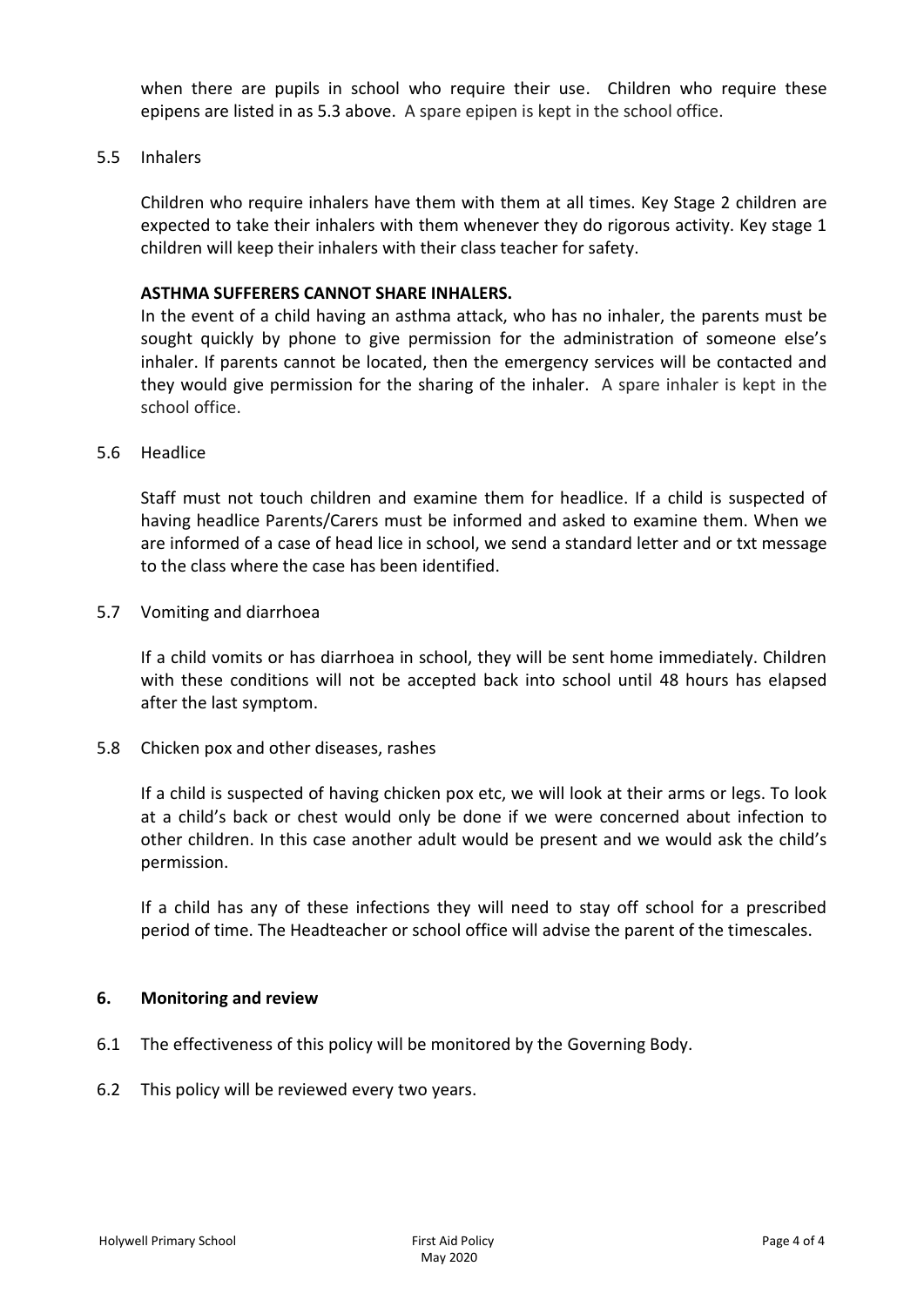when there are pupils in school who require their use. Children who require these epipens are listed in as 5.3 above. A spare epipen is kept in the school office.

5.5 Inhalers

Children who require inhalers have them with them at all times. Key Stage 2 children are expected to take their inhalers with them whenever they do rigorous activity. Key stage 1 children will keep their inhalers with their class teacher for safety.

**ASTHMA SUFFERERS CANNOT SHARE INHALERS.**

In the event of a child having an asthma attack, who has no inhaler, the parents must be sought quickly by phone to give permission for the administration of someone else's inhaler. If parents cannot be located, then the emergency services will be contacted and they would give permission for the sharing of the inhaler. A spare inhaler is kept in the school office.

5.6 Headlice

Staff must not touch children and examine them for headlice. If a child is suspected of having headlice Parents/Carers must be informed and asked to examine them. When we are informed of a case of head lice in school, we send a standard letter and or txt message to the class where the case has been identified.

5.7 Vomiting and diarrhoea

If a child vomits or has diarrhoea in school, they will be sent home immediately. Children with these conditions will not be accepted back into school until 48 hours has elapsed after the last symptom.

5.8 Chicken pox and other diseases, rashes

If a child is suspected of having chicken pox etc, we will look at their arms or legs. To look at a child's back or chest would only be done if we were concerned about infection to other children. In this case another adult would be present and we would ask the child's permission.

If a child has any of these infections they will need to stay off school for a prescribed period of time. The Headteacher or school office will advise the parent of the timescales.

## 6. Monitoring and review

6.1 The effectiveness of this policy will be monitored by the Governing Body.

6.2 This policy will be reviewed every two years.